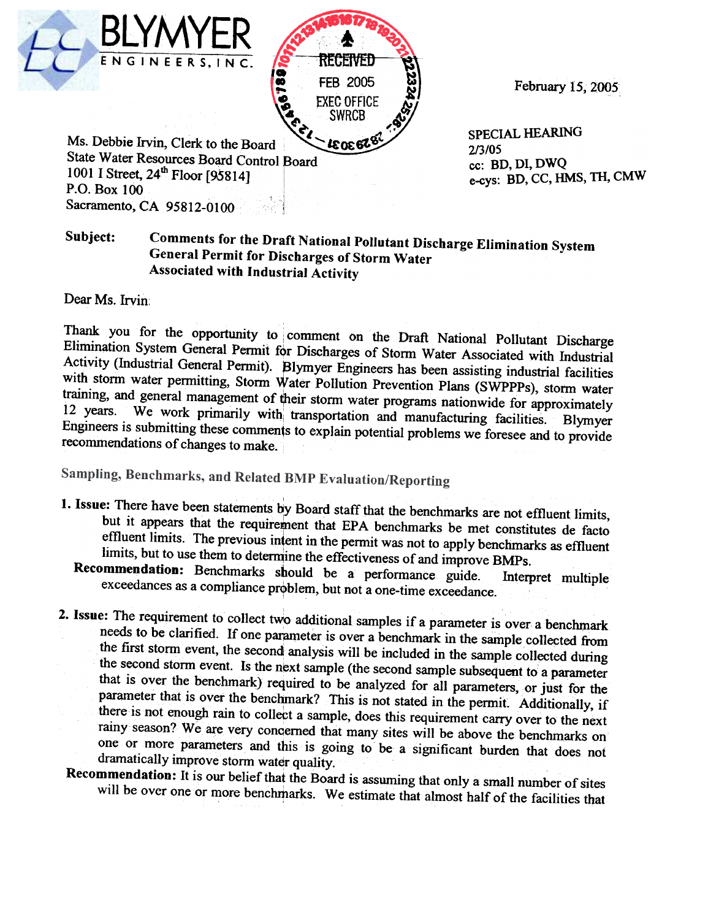**BLYMYER**
ENGINEERS, INC.

RECEIVED
FEB 2005
EXEC OFFICE
SWRCB

February 15, 2005

SPECIAL HEARING
2/3/05
cc: BD, DI, DWQ
e-cys: BD, CC, HMS, TH, CMW

Ms. Debbie Irvin, Clerk to the Board
State Water Resources Board Control Board
1001 I Street, 24th Floor [95814]
P.O. Box 100
Sacramento, CA 95812-0100

**Subject: Comments for the Draft National Pollutant Discharge Elimination System General Permit for Discharges of Storm Water Associated with Industrial Activity**

Dear Ms. Irvin:

Thank you for the opportunity to comment on the Draft National Pollutant Discharge Elimination System General Permit for Discharges of Storm Water Associated with Industrial Activity (Industrial General Permit). Blymyer Engineers has been assisting industrial facilities with storm water permitting, Storm Water Pollution Prevention Plans (SWPPPs), storm water training, and general management of their storm water programs nationwide for approximately 12 years. We work primarily with transportation and manufacturing facilities. Blymyer Engineers is submitting these comments to explain potential problems we foresee and to provide recommendations of changes to make.

## Sampling, Benchmarks, and Related BMP Evaluation/Reporting

1. **Issue:** There have been statements by Board staff that the benchmarks are not effluent limits, but it appears that the requirement that EPA benchmarks be met constitutes de facto effluent limits. The previous intent in the permit was not to apply benchmarks as effluent limits, but to use them to determine the effectiveness of and improve BMPs.
   **Recommendation:** Benchmarks should be a performance guide. Interpret multiple exceedances as a compliance problem, but not a one-time exceedance.

2. **Issue:** The requirement to collect two additional samples if a parameter is over a benchmark needs to be clarified. If one parameter is over a benchmark in the sample collected from the first storm event, the second analysis will be included in the sample collected during the second storm event. Is the next sample (the second sample subsequent to a parameter that is over the benchmark) required to be analyzed for all parameters, or just for the parameter that is over the benchmark? This is not stated in the permit. Additionally, if there is not enough rain to collect a sample, does this requirement carry over to the next rainy season? We are very concerned that many sites will be above the benchmarks on one or more parameters and this is going to be a significant burden that does not dramatically improve storm water quality.
   **Recommendation:** It is our belief that the Board is assuming that only a small number of sites will be over one or more benchmarks. We estimate that almost half of the facilities that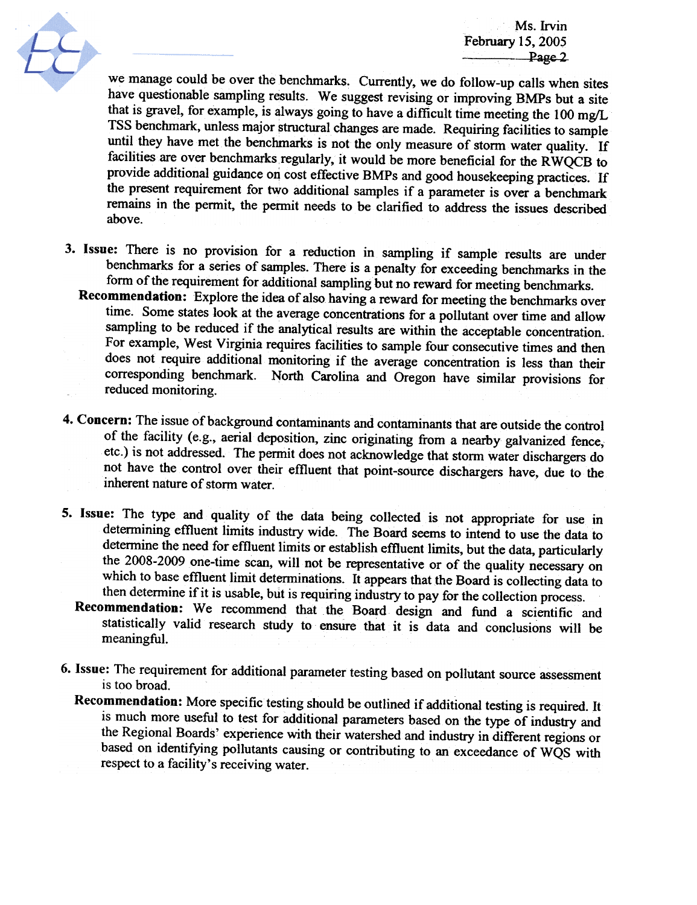we manage could be over the benchmarks. Currently, we do follow-up calls when sites have questionable sampling results. We suggest revising or improving BMPs but a site that is gravel, for example, is always going to have a difficult time meeting the 100 mg/L TSS benchmark, unless major structural changes are made. Requiring facilities to sample until they have met the benchmarks is not the only measure of storm water quality. If facilities are over benchmarks regularly, it would be more beneficial for the RWQCB to provide additional guidance on cost effective BMPs and good housekeeping practices. If the present requirement for two additional samples if a parameter is over a benchmark remains in the permit, the permit needs to be clarified to address the issues described above.

3. **Issue:** There is no provision for a reduction in sampling if sample results are under benchmarks for a series of samples. There is a penalty for exceeding benchmarks in the form of the requirement for additional sampling but no reward for meeting benchmarks.
   **Recommendation:** Explore the idea of also having a reward for meeting the benchmarks over time. Some states look at the average concentrations for a pollutant over time and allow sampling to be reduced if the analytical results are within the acceptable concentration. For example, West Virginia requires facilities to sample four consecutive times and then does not require additional monitoring if the average concentration is less than their corresponding benchmark. North Carolina and Oregon have similar provisions for reduced monitoring.

4. **Concern:** The issue of background contaminants and contaminants that are outside the control of the facility (e.g., aerial deposition, zinc originating from a nearby galvanized fence, etc.) is not addressed. The permit does not acknowledge that storm water dischargers do not have the control over their effluent that point-source dischargers have, due to the inherent nature of storm water.

5. **Issue:** The type and quality of the data being collected is not appropriate for use in determining effluent limits industry wide. The Board seems to intend to use the data to determine the need for effluent limits or establish effluent limits, but the data, particularly the 2008-2009 one-time scan, will not be representative or of the quality necessary on which to base effluent limit determinations. It appears that the Board is collecting data to then determine if it is usable, but is requiring industry to pay for the collection process.
   **Recommendation:** We recommend that the Board design and fund a scientific and statistically valid research study to ensure that it is data and conclusions will be meaningful.

6. **Issue:** The requirement for additional parameter testing based on pollutant source assessment is too broad.
   **Recommendation:** More specific testing should be outlined if additional testing is required. It is much more useful to test for additional parameters based on the type of industry and the Regional Boards' experience with their watershed and industry in different regions or based on identifying pollutants causing or contributing to an exceedance of WQS with respect to a facility's receiving water.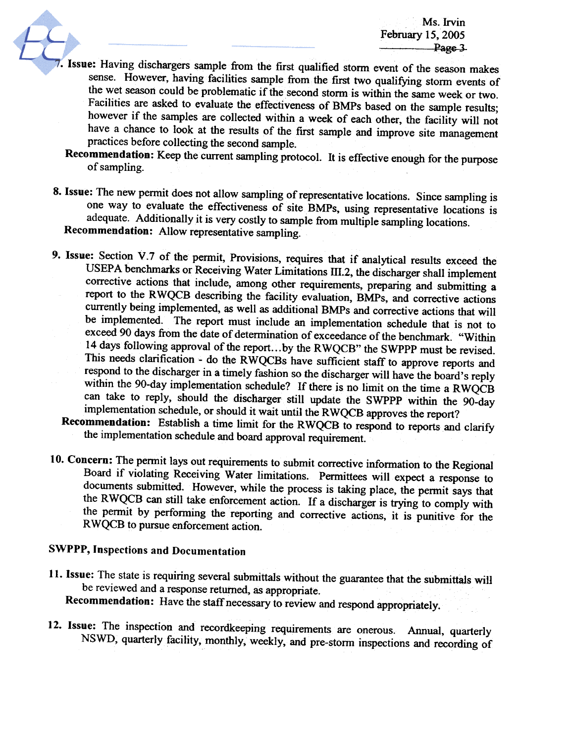7. **Issue:** Having dischargers sample from the first qualified storm event of the season makes sense. However, having facilities sample from the first two qualifying storm events of the wet season could be problematic if the second storm is within the same week or two. Facilities are asked to evaluate the effectiveness of BMPs based on the sample results; however if the samples are collected within a week of each other, the facility will not have a chance to look at the results of the first sample and improve site management practices before collecting the second sample.
   **Recommendation:** Keep the current sampling protocol. It is effective enough for the purpose of sampling.

8. **Issue:** The new permit does not allow sampling of representative locations. Since sampling is one way to evaluate the effectiveness of site BMPs, using representative locations is adequate. Additionally it is very costly to sample from multiple sampling locations.
   **Recommendation:** Allow representative sampling.

9. **Issue:** Section V.7 of the permit, Provisions, requires that if analytical results exceed the USEPA benchmarks or Receiving Water Limitations III.2, the discharger shall implement corrective actions that include, among other requirements, preparing and submitting a report to the RWQCB describing the facility evaluation, BMPs, and corrective actions currently being implemented, as well as additional BMPs and corrective actions that will be implemented. The report must include an implementation schedule that is not to exceed 90 days from the date of determination of exceedance of the benchmark. "Within 14 days following approval of the report...by the RWQCB" the SWPPP must be revised. This needs clarification - do the RWQCBs have sufficient staff to approve reports and respond to the discharger in a timely fashion so the discharger will have the board's reply within the 90-day implementation schedule? If there is no limit on the time a RWQCB can take to reply, should the discharger still update the SWPPP within the 90-day implementation schedule, or should it wait until the RWQCB approves the report?
   **Recommendation:** Establish a time limit for the RWQCB to respond to reports and clarify the implementation schedule and board approval requirement.

10. **Concern:** The permit lays out requirements to submit corrective information to the Regional Board if violating Receiving Water limitations. Permittees will expect a response to documents submitted. However, while the process is taking place, the permit says that the RWQCB can still take enforcement action. If a discharger is trying to comply with the permit by performing the reporting and corrective actions, it is punitive for the RWQCB to pursue enforcement action.

**SWPPP, Inspections and Documentation**

11. **Issue:** The state is requiring several submittals without the guarantee that the submittals will be reviewed and a response returned, as appropriate.
    **Recommendation:** Have the staff necessary to review and respond appropriately.

12. **Issue:** The inspection and recordkeeping requirements are onerous. Annual, quarterly NSWD, quarterly facility, monthly, weekly, and pre-storm inspections and recording of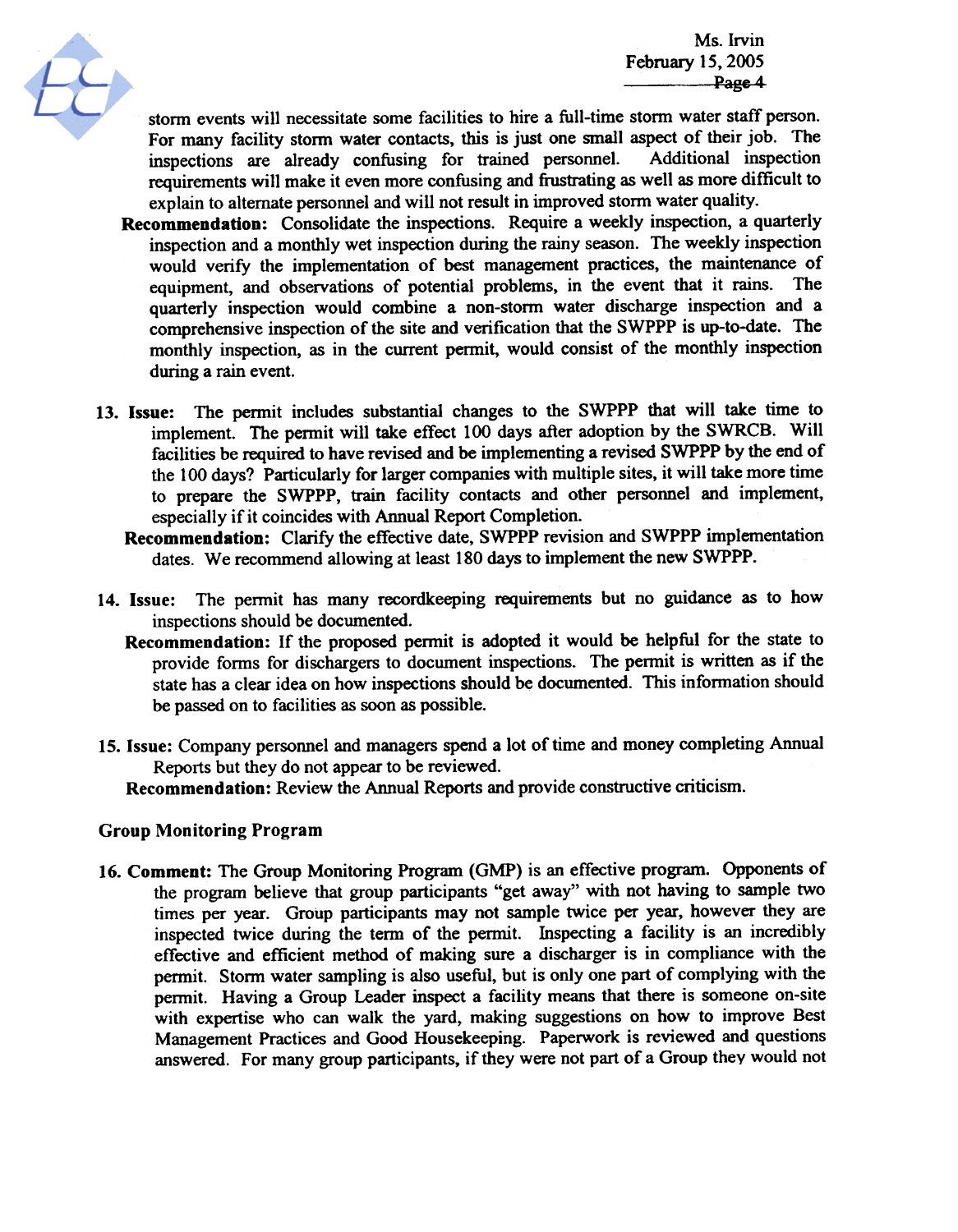storm events will necessitate some facilities to hire a full-time storm water staff person. For many facility storm water contacts, this is just one small aspect of their job. The inspections are already confusing for trained personnel. Additional inspection requirements will make it even more confusing and frustrating as well as more difficult to explain to alternate personnel and will not result in improved storm water quality.

**Recommendation:** Consolidate the inspections. Require a weekly inspection, a quarterly inspection and a monthly wet inspection during the rainy season. The weekly inspection would verify the implementation of best management practices, the maintenance of equipment, and observations of potential problems, in the event that it rains. The quarterly inspection would combine a non-storm water discharge inspection and a comprehensive inspection of the site and verification that the SWPPP is up-to-date. The monthly inspection, as in the current permit, would consist of the monthly inspection during a rain event.

13. **Issue:** The permit includes substantial changes to the SWPPP that will take time to implement. The permit will take effect 100 days after adoption by the SWRCB. Will facilities be required to have revised and be implementing a revised SWPPP by the end of the 100 days? Particularly for larger companies with multiple sites, it will take more time to prepare the SWPPP, train facility contacts and other personnel and implement, especially if it coincides with Annual Report Completion.

    **Recommendation:** Clarify the effective date, SWPPP revision and SWPPP implementation dates. We recommend allowing at least 180 days to implement the new SWPPP.

14. **Issue:** The permit has many recordkeeping requirements but no guidance as to how inspections should be documented.

    **Recommendation:** If the proposed permit is adopted it would be helpful for the state to provide forms for dischargers to document inspections. The permit is written as if the state has a clear idea on how inspections should be documented. This information should be passed on to facilities as soon as possible.

15. **Issue:** Company personnel and managers spend a lot of time and money completing Annual Reports but they do not appear to be reviewed.

    **Recommendation:** Review the Annual Reports and provide constructive criticism.

**Group Monitoring Program**

16. **Comment:** The Group Monitoring Program (GMP) is an effective program. Opponents of the program believe that group participants "get away" with not having to sample two times per year. Group participants may not sample twice per year, however they are inspected twice during the term of the permit. Inspecting a facility is an incredibly effective and efficient method of making sure a discharger is in compliance with the permit. Storm water sampling is also useful, but is only one part of complying with the permit. Having a Group Leader inspect a facility means that there is someone on-site with expertise who can walk the yard, making suggestions on how to improve Best Management Practices and Good Housekeeping. Paperwork is reviewed and questions answered. For many group participants, if they were not part of a Group they would not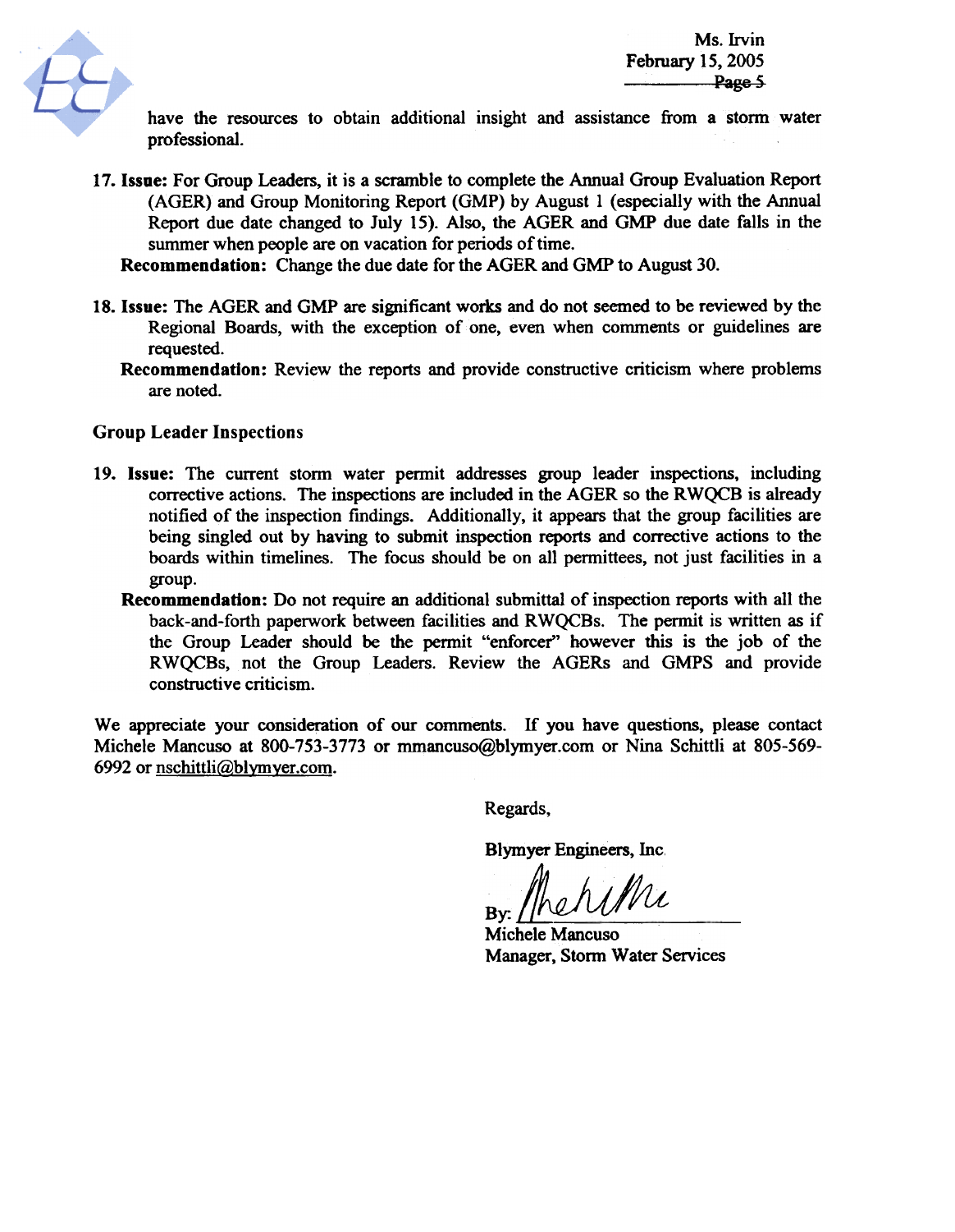have the resources to obtain additional insight and assistance from a storm water professional.

17. **Issue:** For Group Leaders, it is a scramble to complete the Annual Group Evaluation Report (AGER) and Group Monitoring Report (GMP) by August 1 (especially with the Annual Report due date changed to July 15). Also, the AGER and GMP due date falls in the summer when people are on vacation for periods of time.

    **Recommendation:** Change the due date for the AGER and GMP to August 30.

18. **Issue:** The AGER and GMP are significant works and do not seemed to be reviewed by the Regional Boards, with the exception of one, even when comments or guidelines are requested.

    **Recommendation:** Review the reports and provide constructive criticism where problems are noted.

**Group Leader Inspections**

19. **Issue:** The current storm water permit addresses group leader inspections, including corrective actions. The inspections are included in the AGER so the RWQCB is already notified of the inspection findings. Additionally, it appears that the group facilities are being singled out by having to submit inspection reports and corrective actions to the boards within timelines. The focus should be on all permittees, not just facilities in a group.

    **Recommendation:** Do not require an additional submittal of inspection reports with all the back-and-forth paperwork between facilities and RWQCBs. The permit is written as if the Group Leader should be the permit "enforcer" however this is the job of the RWQCBs, not the Group Leaders. Review the AGERs and GMPS and provide constructive criticism.

We appreciate your consideration of our comments. If you have questions, please contact Michele Mancuso at 800-753-3773 or mmancuso@blymyer.com or Nina Schittli at 805-569-6992 or nschittli@blymyer.com.

Regards,

Blymyer Engineers, Inc.

By: [signature]

Michele Mancuso
Manager, Storm Water Services